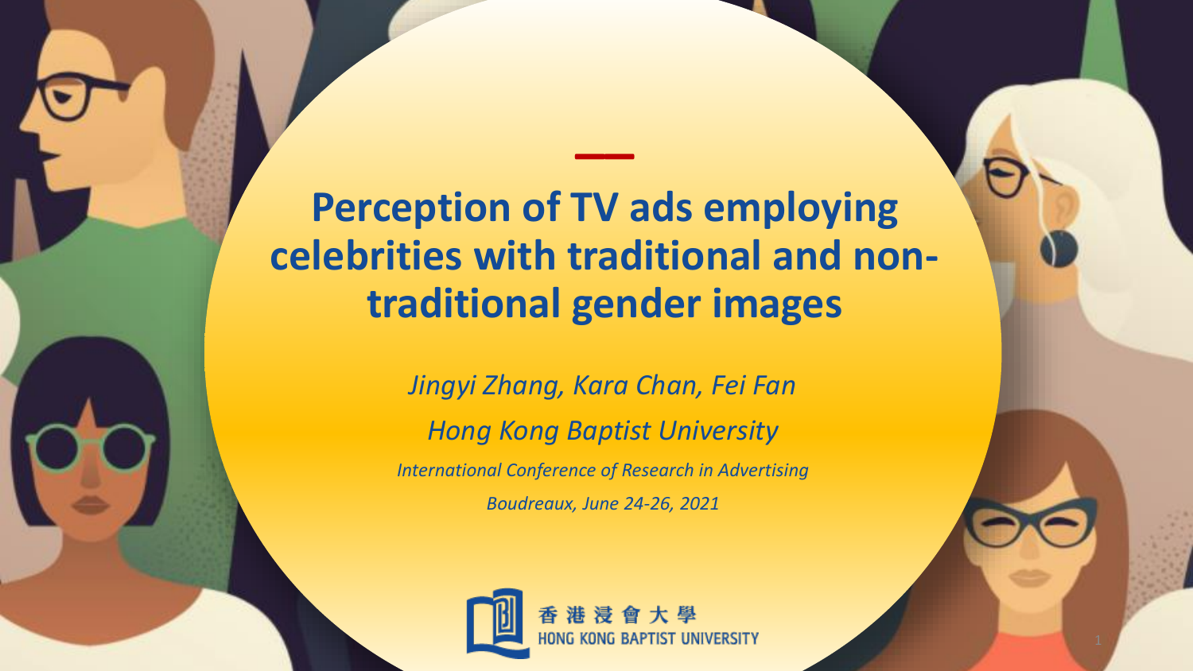# Perception of TV ads employing celebrities with traditional and non-traditional gender images

*Jingyi Zhang, Kara Chan, Fei Fan*

*Hong Kong Baptist University*

*International Conference of Research in Advertising*

*Boudreaux, June 24-26, 2021*

香港浸會大學
HONG KONG BAPTIST UNIVERSITY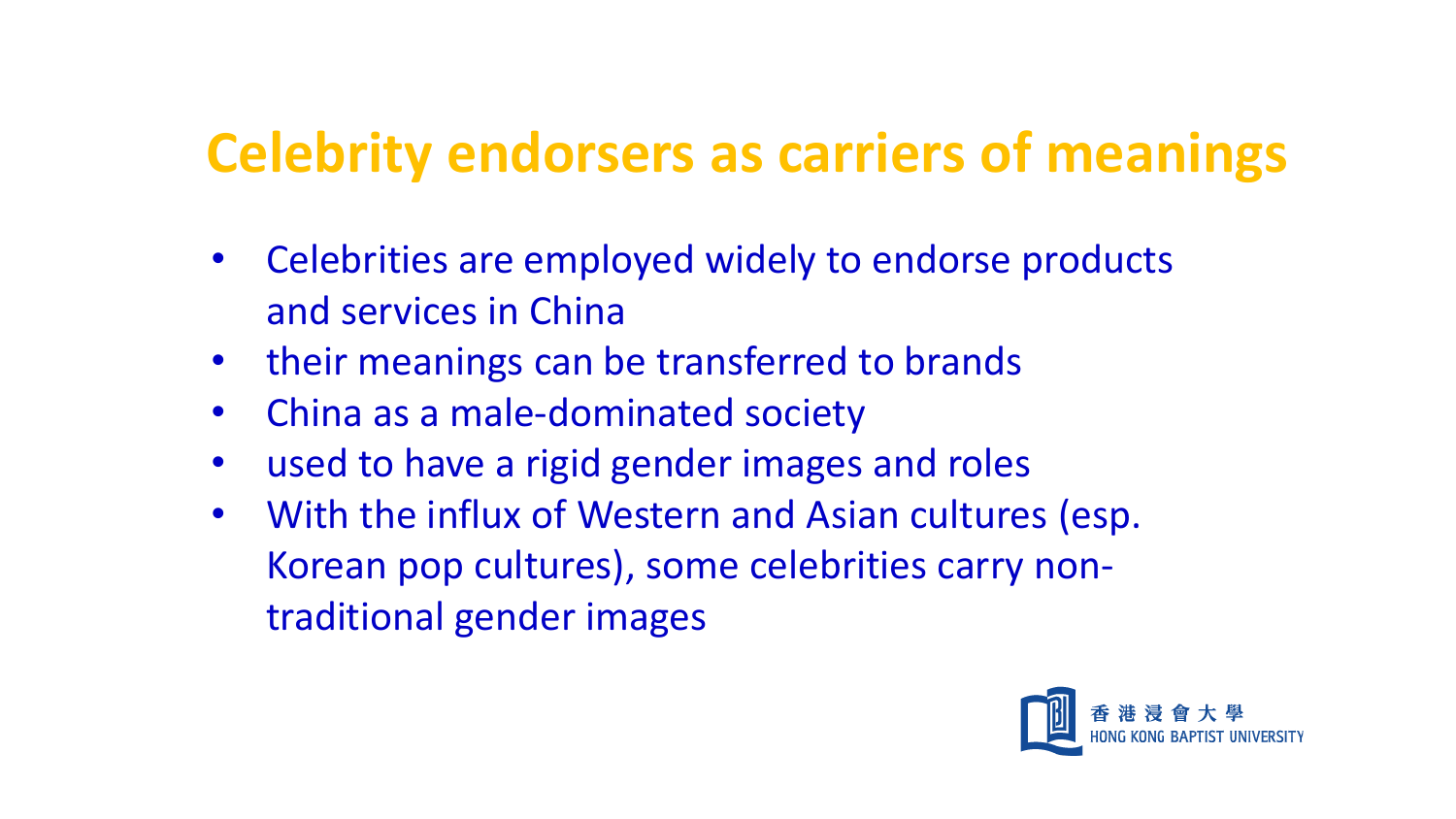# Celebrity endorsers as carriers of meanings

- Celebrities are employed widely to endorse products and services in China
- their meanings can be transferred to brands
- China as a male-dominated society
- used to have a rigid gender images and roles
- With the influx of Western and Asian cultures (esp. Korean pop cultures), some celebrities carry non-traditional gender images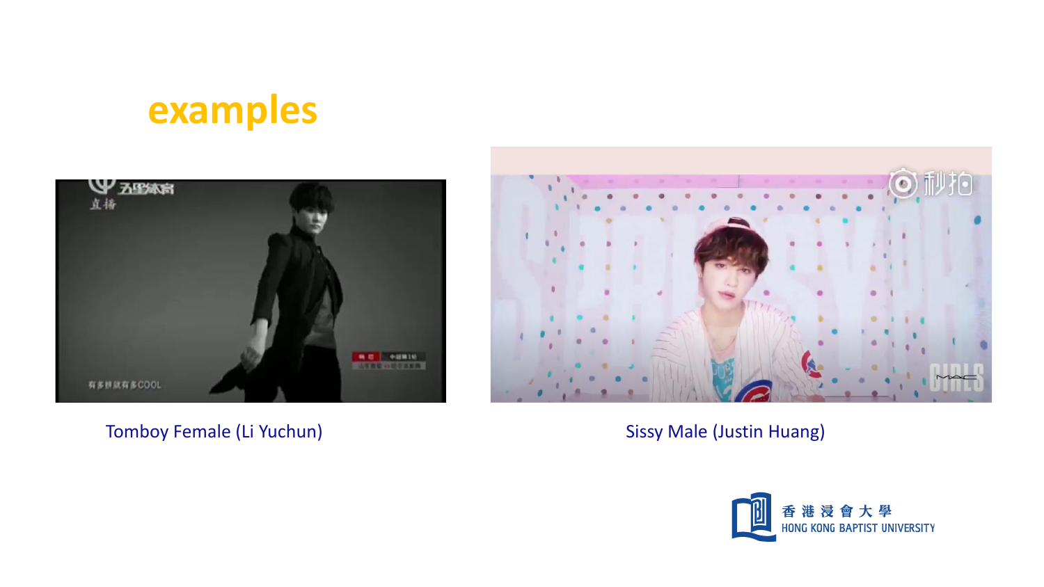# examples

Tomboy Female (Li Yuchun)

Sissy Male (Justin Huang)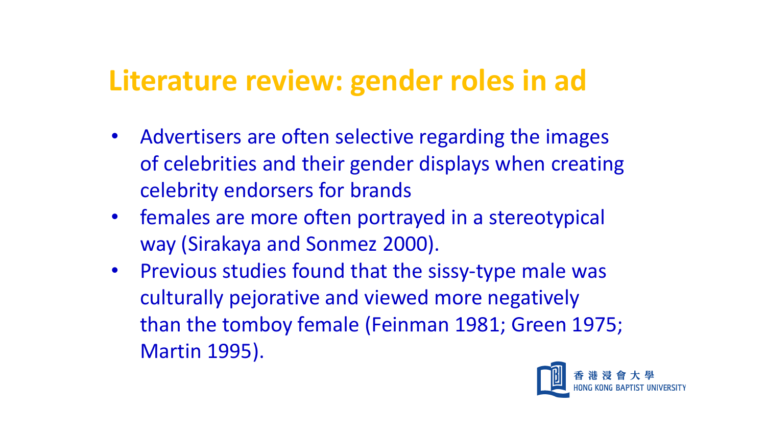# Literature review: gender roles in ad

- Advertisers are often selective regarding the images of celebrities and their gender displays when creating celebrity endorsers for brands
- females are more often portrayed in a stereotypical way (Sirakaya and Sonmez 2000).
- Previous studies found that the sissy-type male was culturally pejorative and viewed more negatively than the tomboy female (Feinman 1981; Green 1975; Martin 1995).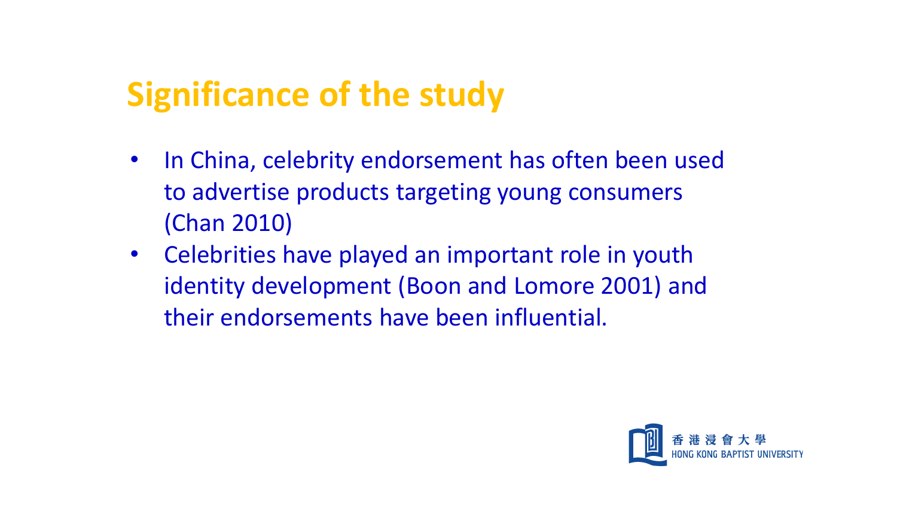## Significance of the study

- In China, celebrity endorsement has often been used to advertise products targeting young consumers (Chan 2010)
- Celebrities have played an important role in youth identity development (Boon and Lomore 2001) and their endorsements have been influential.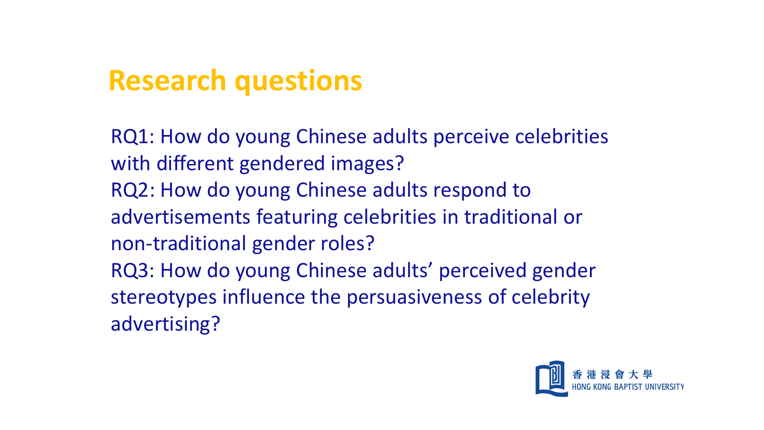# Research questions

RQ1: How do young Chinese adults perceive celebrities with different gendered images?

RQ2: How do young Chinese adults respond to advertisements featuring celebrities in traditional or non-traditional gender roles?

RQ3: How do young Chinese adults' perceived gender stereotypes influence the persuasiveness of celebrity advertising?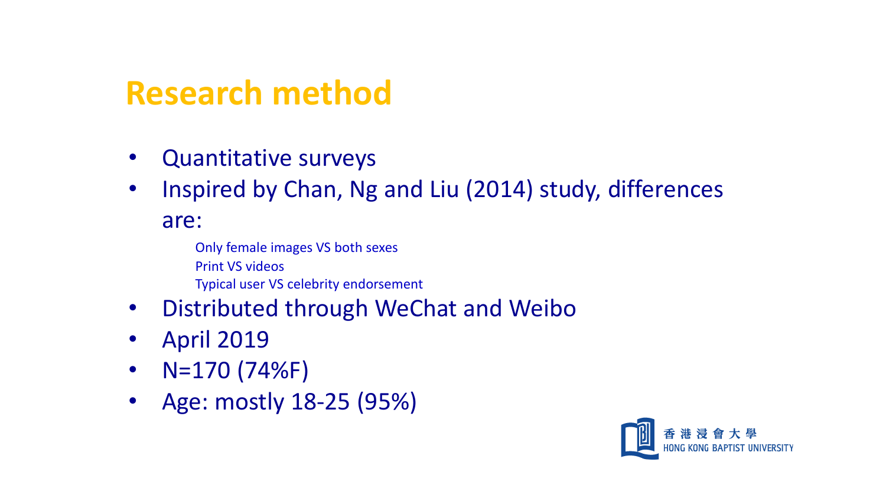# Research method

- Quantitative surveys
- Inspired by Chan, Ng and Liu (2014) study, differences are:
  - Only female images VS both sexes
  - Print VS videos
  - Typical user VS celebrity endorsement
- Distributed through WeChat and Weibo
- April 2019
- N=170 (74%F)
- Age: mostly 18-25 (95%)

香港浸會大學 HONG KONG BAPTIST UNIVERSITY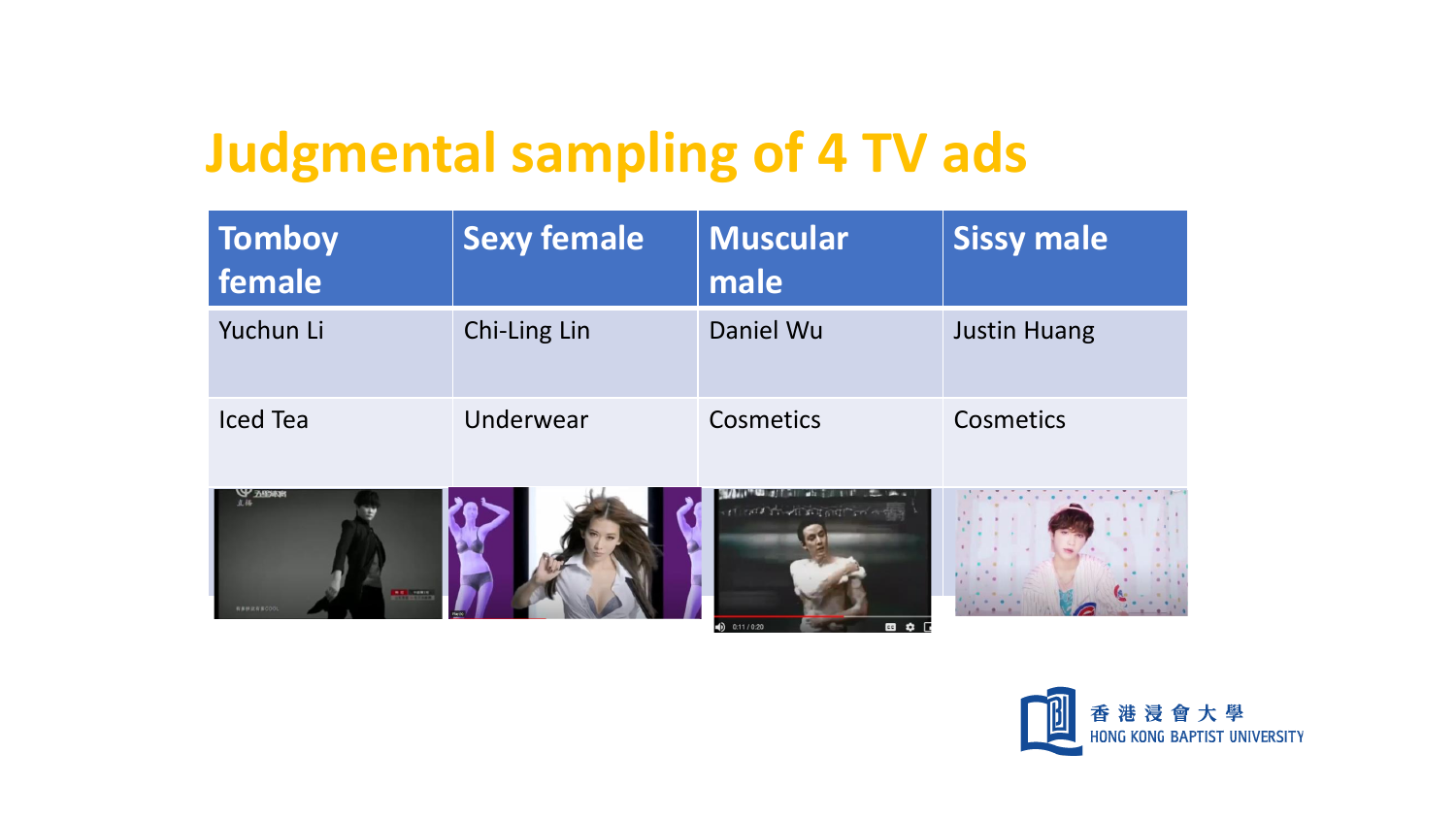# Judgmental sampling of 4 TV ads

| Tomboy female | Sexy female | Muscular male | Sissy male |
| --- | --- | --- | --- |
| Yuchun Li | Chi-Ling Lin | Daniel Wu | Justin Huang |
| Iced Tea | Underwear | Cosmetics | Cosmetics |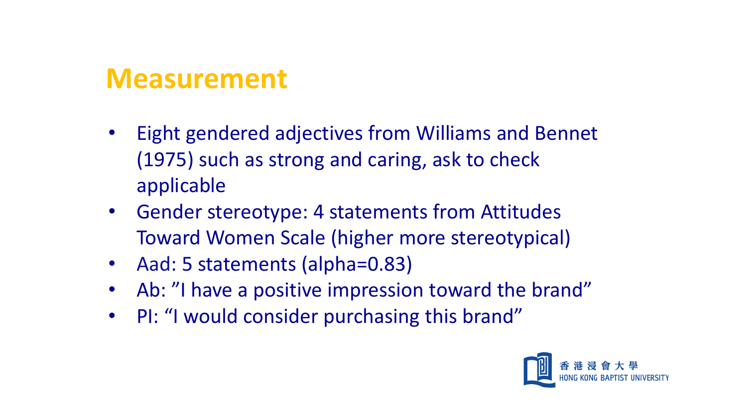# Measurement

- Eight gendered adjectives from Williams and Bennet (1975) such as strong and caring, ask to check applicable
- Gender stereotype: 4 statements from Attitudes Toward Women Scale (higher more stereotypical)
- Aad: 5 statements (alpha=0.83)
- Ab: ”I have a positive impression toward the brand”
- PI: “I would consider purchasing this brand”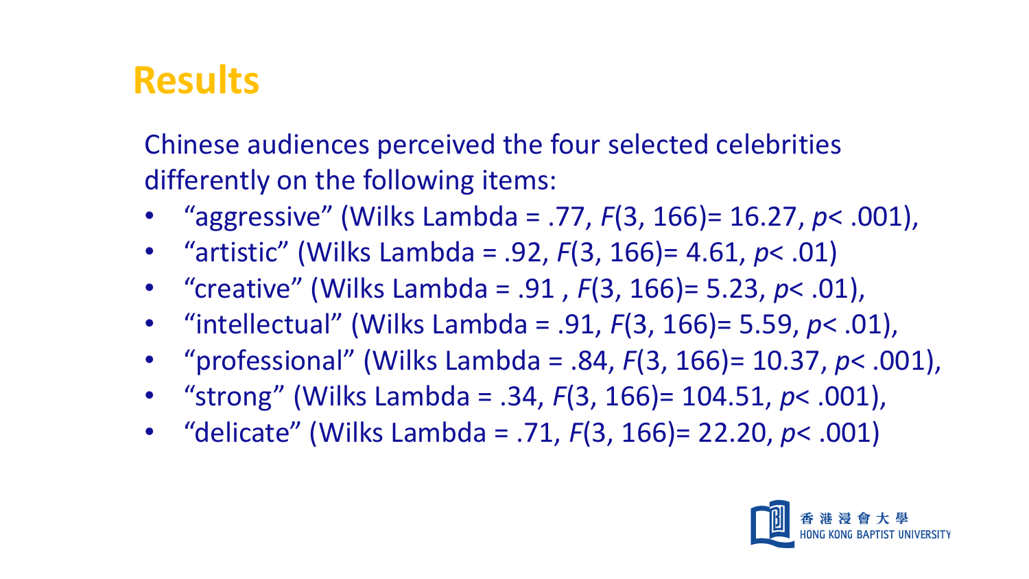# Results

Chinese audiences perceived the four selected celebrities differently on the following items:

- "aggressive" (Wilks Lambda = .77, $F(3, 166) = 16.27$, $p < .001$),
- "artistic" (Wilks Lambda = .92, $F(3, 166) = 4.61$, $p < .01$)
- "creative" (Wilks Lambda = .91 , $F(3, 166) = 5.23$, $p < .01$),
- "intellectual" (Wilks Lambda = .91, $F(3, 166) = 5.59$, $p < .01$),
- "professional" (Wilks Lambda = .84, $F(3, 166) = 10.37$, $p < .001$),
- "strong" (Wilks Lambda = .34, $F(3, 166) = 104.51$, $p < .001$),
- "delicate" (Wilks Lambda = .71, $F(3, 166) = 22.20$, $p < .001$)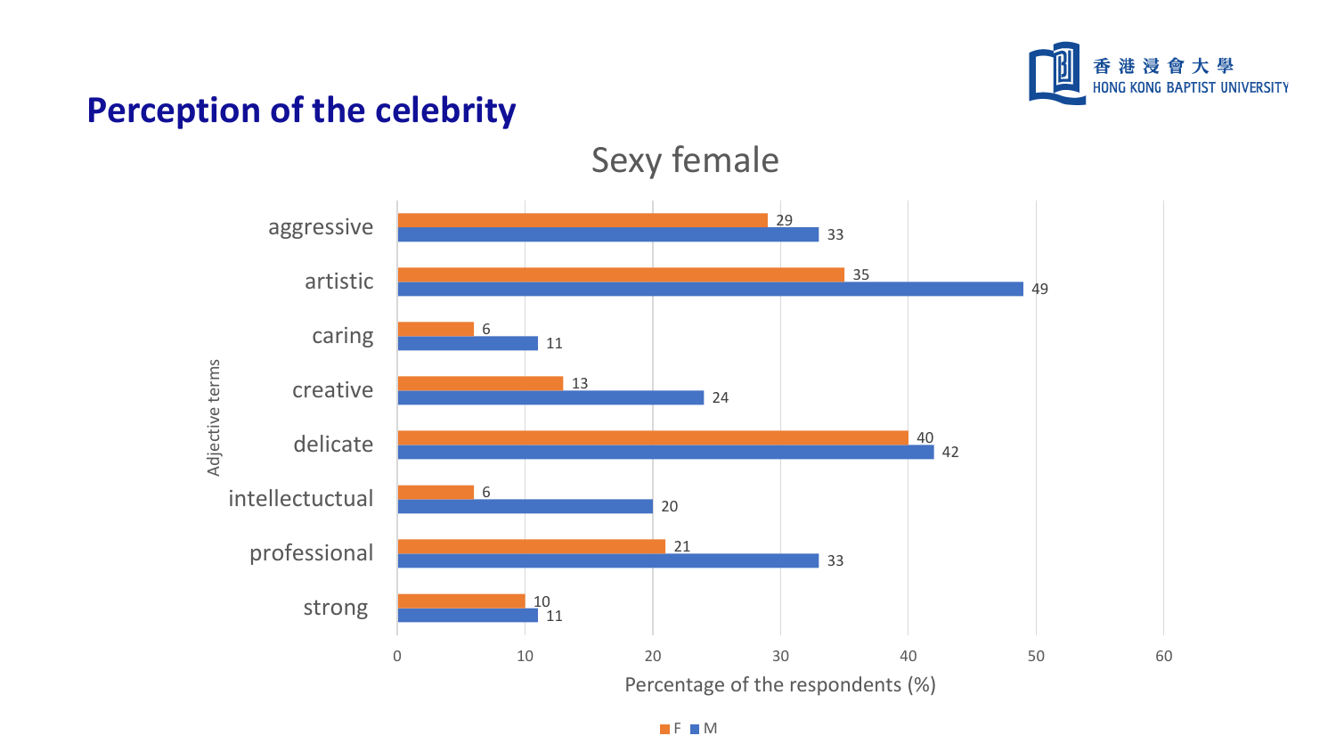# Perception of the celebrity

香港浸會大學 HONG KONG BAPTIST UNIVERSITY

## Sexy female

| Adjective terms | F | M |
|---|---|---|
| aggressive | 29 | 33 |
| artistic | 35 | 49 |
| caring | 6 | 11 |
| creative | 13 | 24 |
| delicate | 40 | 42 |
| intellectuctual | 6 | 20 |
| professional | 21 | 33 |
| strong | 10 | 11 |

Percentage of the respondents (%)

F M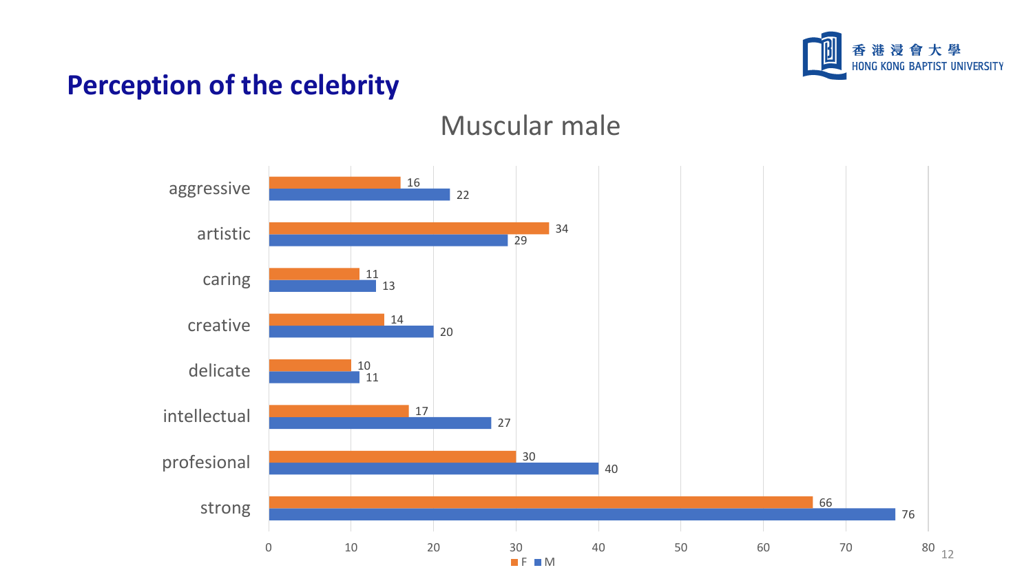# Perception of the celebrity

## Muscular male

| | F | M |
|---|---|---|
| aggressive | 16 | 22 |
| artistic | 34 | 29 |
| caring | 11 | 13 |
| creative | 14 | 20 |
| delicate | 10 | 11 |
| intellectual | 17 | 27 |
| profesional | 30 | 40 |
| strong | 66 | 76 |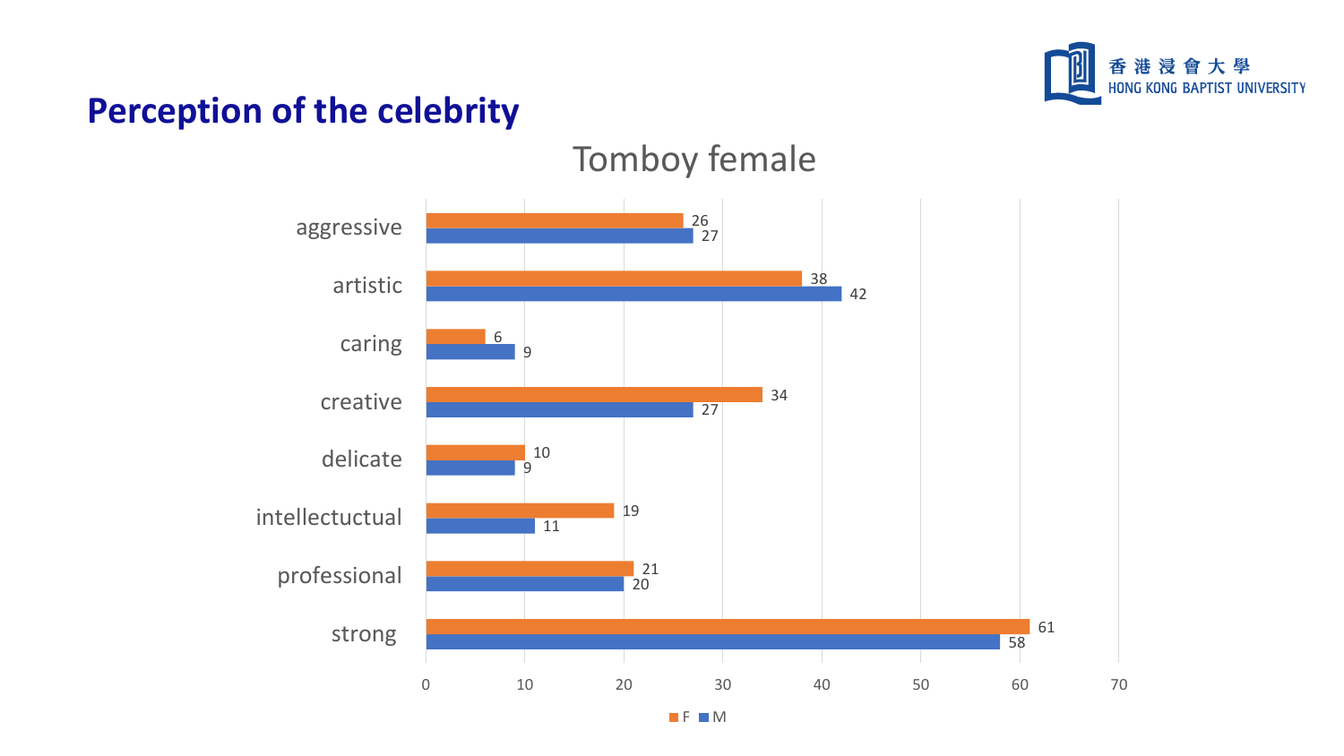# Perception of the celebrity

## Tomboy female

| | F | M |
|---|---|---|
| aggressive | 26 | 27 |
| artistic | 38 | 42 |
| caring | 6 | 9 |
| creative | 34 | 27 |
| delicate | 10 | 9 |
| intellectuctual | 19 | 11 |
| professional | 21 | 20 |
| strong | 61 | 58 |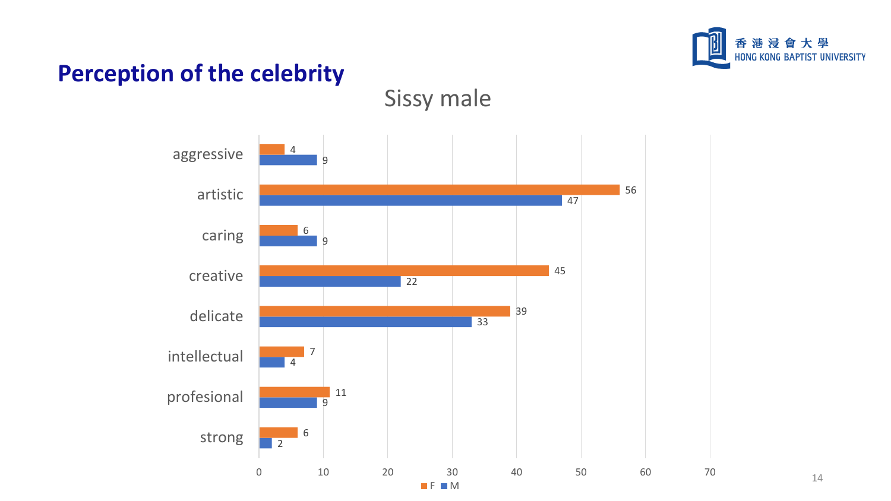# Perception of the celebrity

## Sissy male

| | F | M |
|---|---|---|
| aggressive | 4 | 9 |
| artistic | 56 | 47 |
| caring | 6 | 9 |
| creative | 45 | 22 |
| delicate | 39 | 33 |
| intellectual | 7 | 4 |
| profesional | 11 | 9 |
| strong | 6 | 2 |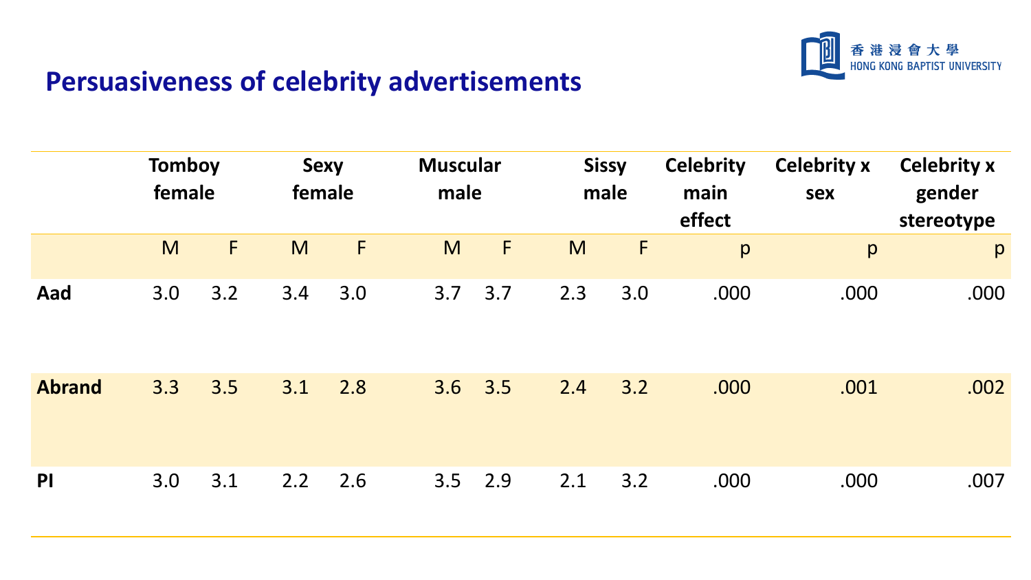## Persuasiveness of celebrity advertisements

| | Tomboy female | | Sexy female | | Muscular male | | Sissy male | | Celebrity main effect | Celebrity x sex | Celebrity x gender stereotype |
|---|---|---|---|---|---|---|---|---|---|---|---|
| | M | F | M | F | M | F | M | F | p | p | p |
| **Aad** | 3.0 | 3.2 | 3.4 | 3.0 | 3.7 | 3.7 | 2.3 | 3.0 | .000 | .000 | .000 |
| **Abrand** | 3.3 | 3.5 | 3.1 | 2.8 | 3.6 | 3.5 | 2.4 | 3.2 | .000 | .001 | .002 |
| **PI** | 3.0 | 3.1 | 2.2 | 2.6 | 3.5 | 2.9 | 2.1 | 3.2 | .000 | .000 | .007 |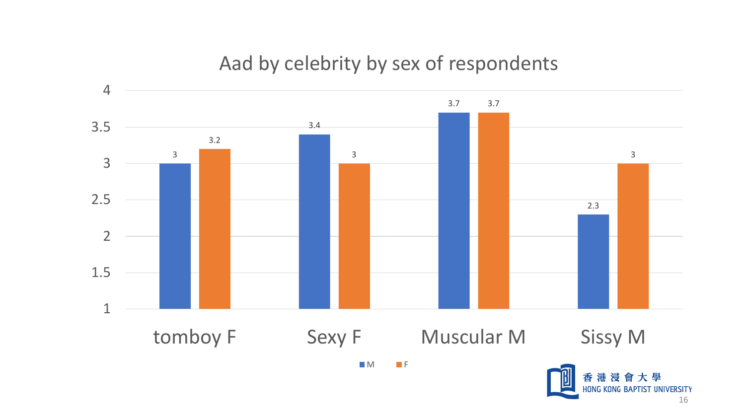# Aad by celebrity by sex of respondents

| | M | F |
|---|---|---|
| tomboy F | 3 | 3.2 |
| Sexy F | 3.4 | 3 |
| Muscular M | 3.7 | 3.7 |
| Sissy M | 2.3 | 3 |

香港浸會大學
HONG KONG BAPTIST UNIVERSITY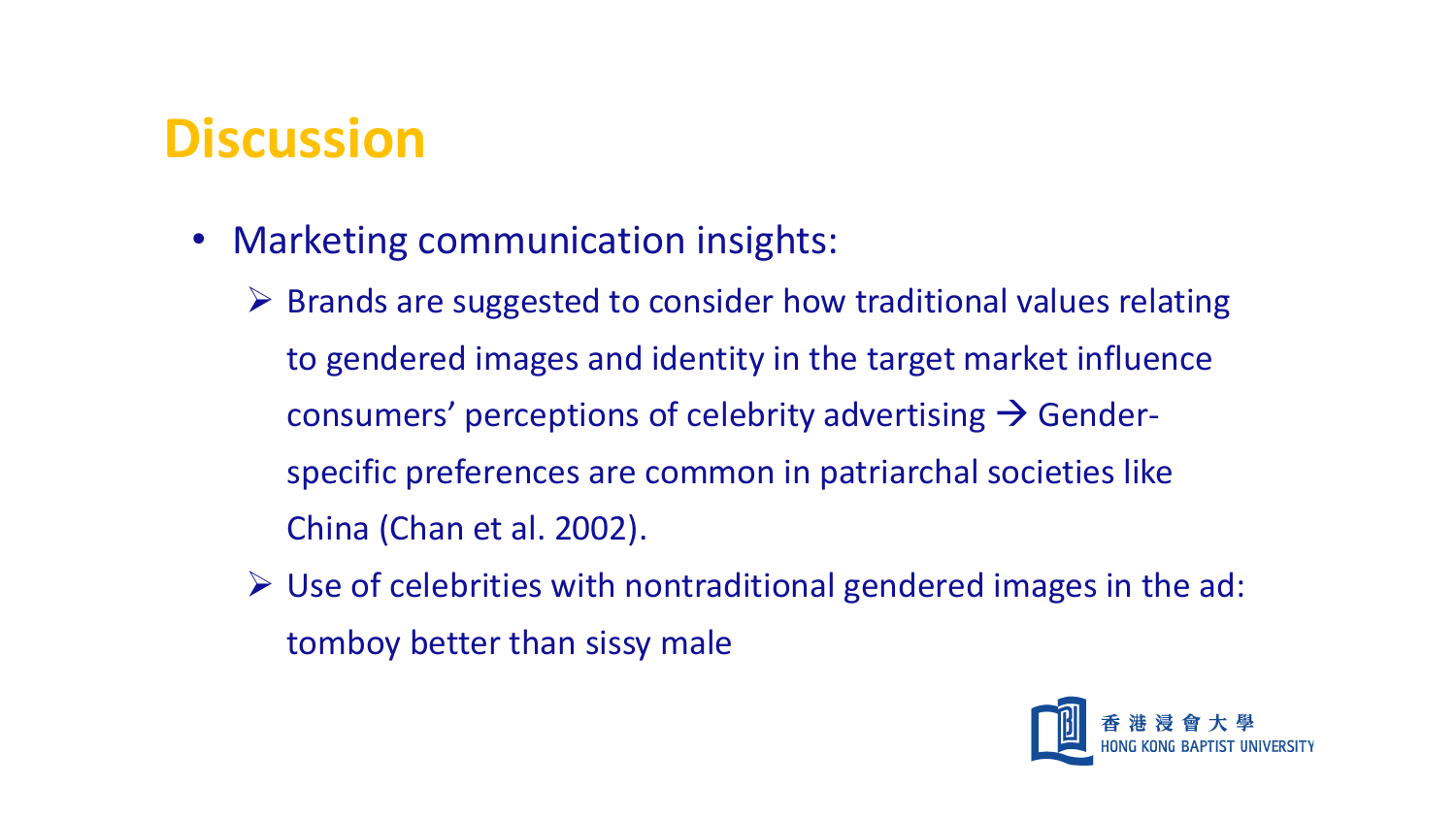# Discussion

- Marketing communication insights:
  - Brands are suggested to consider how traditional values relating to gendered images and identity in the target market influence consumers' perceptions of celebrity advertising → Gender-specific preferences are common in patriarchal societies like China (Chan et al. 2002).
  - Use of celebrities with nontraditional gendered images in the ad: tomboy better than sissy male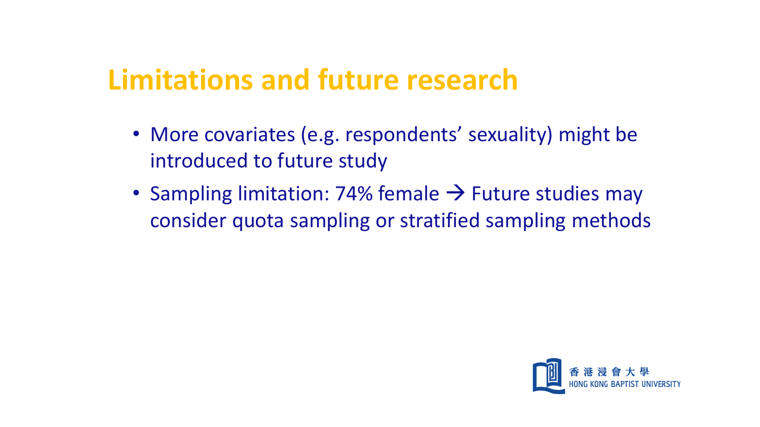# Limitations and future research

- More covariates (e.g. respondents' sexuality) might be introduced to future study
- Sampling limitation: 74% female → Future studies may consider quota sampling or stratified sampling methods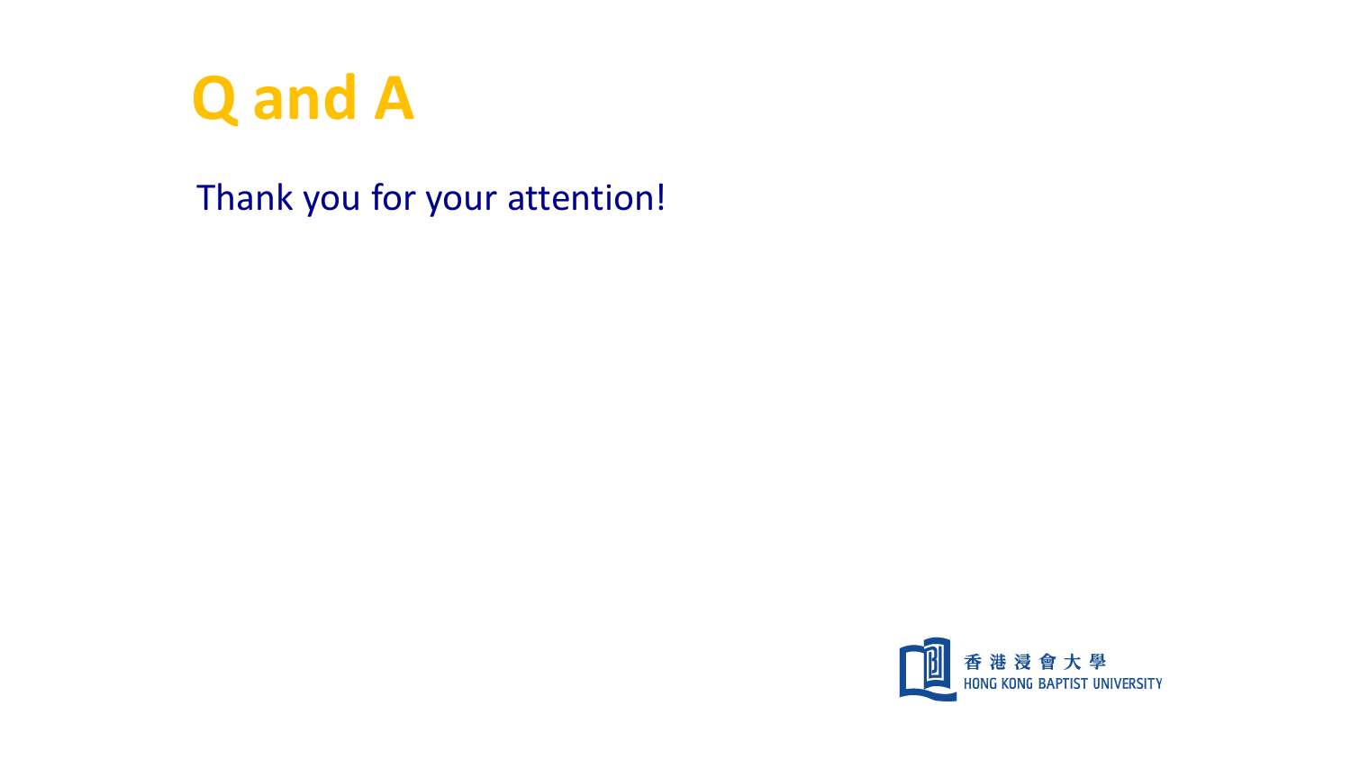# Q and A

Thank you for your attention!

香港浸會大學
HONG KONG BAPTIST UNIVERSITY